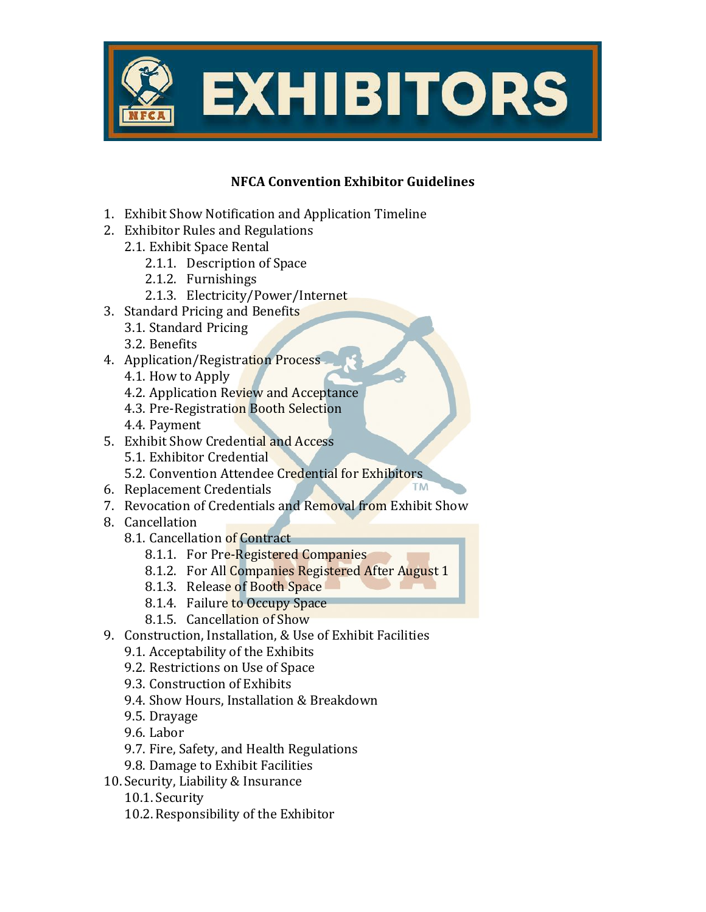# EXHIBITORS

## NFCA Convention Exhibitor Guidelines

1. Exhibit Show Notification and Application Timeline
2. Exhibitor Rules and Regulations
   - 2.1. Exhibit Space Rental
     - 2.1.1. Description of Space
     - 2.1.2. Furnishings
     - 2.1.3. Electricity/Power/Internet
3. Standard Pricing and Benefits
   - 3.1. Standard Pricing
   - 3.2. Benefits
4. Application/Registration Process
   - 4.1. How to Apply
   - 4.2. Application Review and Acceptance
   - 4.3. Pre-Registration Booth Selection
   - 4.4. Payment
5. Exhibit Show Credential and Access
   - 5.1. Exhibitor Credential
   - 5.2. Convention Attendee Credential for Exhibitors
6. Replacement Credentials
7. Revocation of Credentials and Removal from Exhibit Show
8. Cancellation
   - 8.1. Cancellation of Contract
     - 8.1.1. For Pre-Registered Companies
     - 8.1.2. For All Companies Registered After August 1
     - 8.1.3. Release of Booth Space
     - 8.1.4. Failure to Occupy Space
     - 8.1.5. Cancellation of Show
9. Construction, Installation, & Use of Exhibit Facilities
   - 9.1. Acceptability of the Exhibits
   - 9.2. Restrictions on Use of Space
   - 9.3. Construction of Exhibits
   - 9.4. Show Hours, Installation & Breakdown
   - 9.5. Drayage
   - 9.6. Labor
   - 9.7. Fire, Safety, and Health Regulations
   - 9.8. Damage to Exhibit Facilities
10. Security, Liability & Insurance
    - 10.1. Security
    - 10.2. Responsibility of the Exhibitor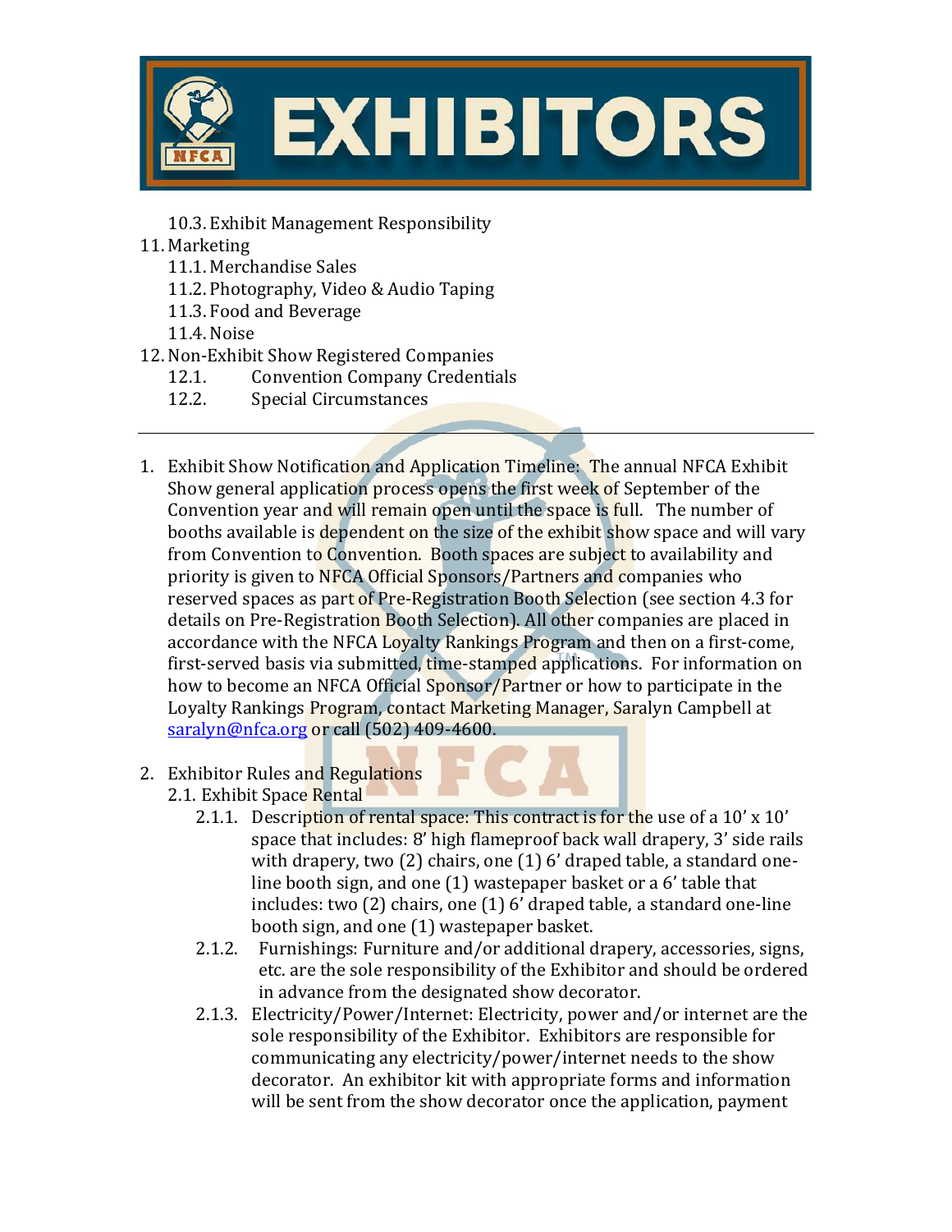10.3. Exhibit Management Responsibility

11. Marketing
    11.1. Merchandise Sales
    11.2. Photography, Video & Audio Taping
    11.3. Food and Beverage
    11.4. Noise
12. Non-Exhibit Show Registered Companies
    12.1. Convention Company Credentials
    12.2. Special Circumstances

---

1. Exhibit Show Notification and Application Timeline: The annual NFCA Exhibit Show general application process opens the first week of September of the Convention year and will remain open until the space is full. The number of booths available is dependent on the size of the exhibit show space and will vary from Convention to Convention. Booth spaces are subject to availability and priority is given to NFCA Official Sponsors/Partners and companies who reserved spaces as part of Pre-Registration Booth Selection (see section 4.3 for details on Pre-Registration Booth Selection). All other companies are placed in accordance with the NFCA Loyalty Rankings Program and then on a first-come, first-served basis via submitted, time-stamped applications. For information on how to become an NFCA Official Sponsor/Partner or how to participate in the Loyalty Rankings Program, contact Marketing Manager, Saralyn Campbell at saralyn@nfca.org or call (502) 409-4600.

2. Exhibitor Rules and Regulations
   2.1. Exhibit Space Rental
      2.1.1. Description of rental space: This contract is for the use of a 10' x 10' space that includes: 8' high flameproof back wall drapery, 3' side rails with drapery, two (2) chairs, one (1) 6' draped table, a standard one-line booth sign, and one (1) wastepaper basket or a 6' table that includes: two (2) chairs, one (1) 6' draped table, a standard one-line booth sign, and one (1) wastepaper basket.
      2.1.2. Furnishings: Furniture and/or additional drapery, accessories, signs, etc. are the sole responsibility of the Exhibitor and should be ordered in advance from the designated show decorator.
      2.1.3. Electricity/Power/Internet: Electricity, power and/or internet are the sole responsibility of the Exhibitor. Exhibitors are responsible for communicating any electricity/power/internet needs to the show decorator. An exhibitor kit with appropriate forms and information will be sent from the show decorator once the application, payment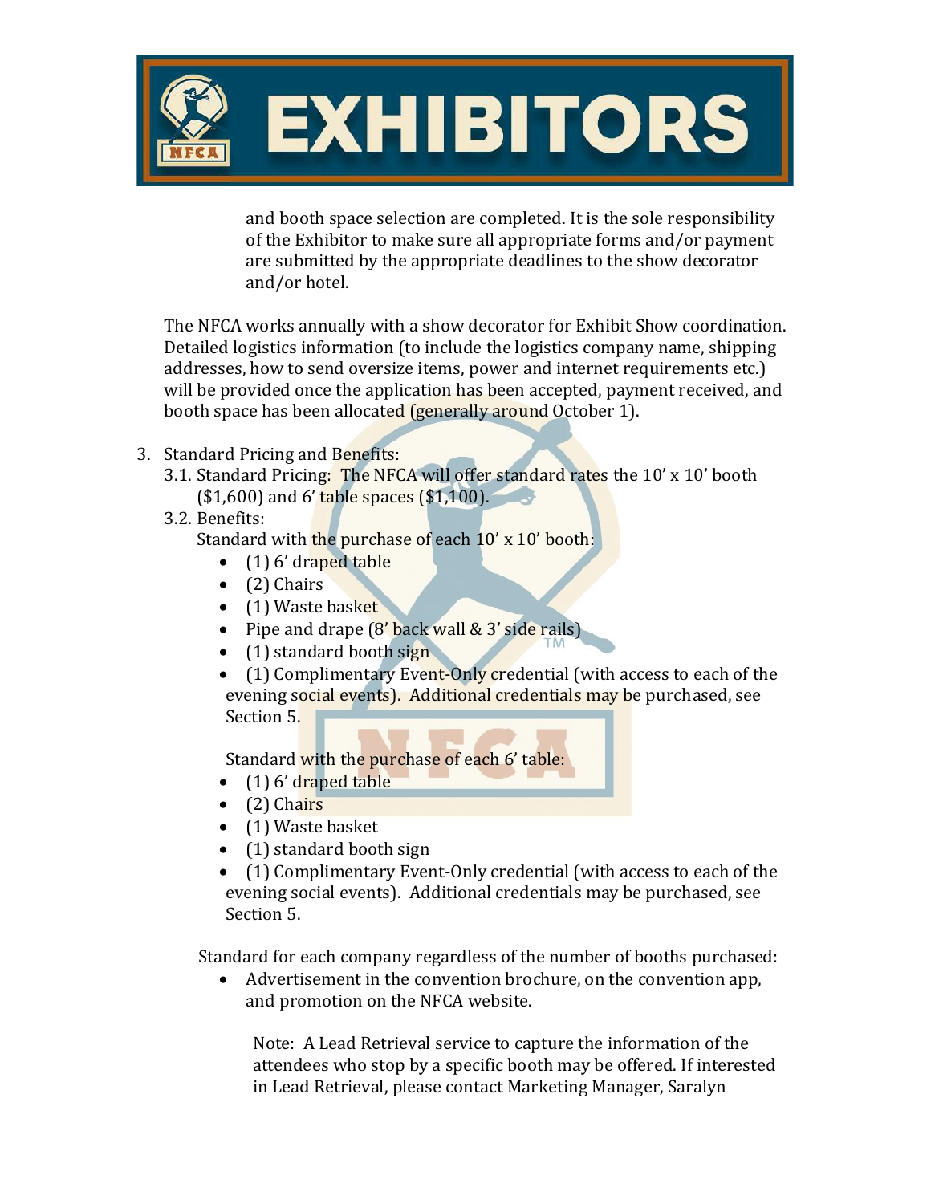and booth space selection are completed. It is the sole responsibility of the Exhibitor to make sure all appropriate forms and/or payment are submitted by the appropriate deadlines to the show decorator and/or hotel.

The NFCA works annually with a show decorator for Exhibit Show coordination. Detailed logistics information (to include the logistics company name, shipping addresses, how to send oversize items, power and internet requirements etc.) will be provided once the application has been accepted, payment received, and booth space has been allocated (generally around October 1).

3. Standard Pricing and Benefits:
   3.1. Standard Pricing: The NFCA will offer standard rates the 10' x 10' booth ($1,600) and 6' table spaces ($1,100).
   3.2. Benefits:

   Standard with the purchase of each 10' x 10' booth:

   - (1) 6' draped table
   - (2) Chairs
   - (1) Waste basket
   - Pipe and drape (8' back wall & 3' side rails)
   - (1) standard booth sign
   - (1) Complimentary Event-Only credential (with access to each of the evening social events). Additional credentials may be purchased, see Section 5.

   Standard with the purchase of each 6' table:

   - (1) 6' draped table
   - (2) Chairs
   - (1) Waste basket
   - (1) standard booth sign
   - (1) Complimentary Event-Only credential (with access to each of the evening social events). Additional credentials may be purchased, see Section 5.

   Standard for each company regardless of the number of booths purchased:

   - Advertisement in the convention brochure, on the convention app, and promotion on the NFCA website.

   Note: A Lead Retrieval service to capture the information of the attendees who stop by a specific booth may be offered. If interested in Lead Retrieval, please contact Marketing Manager, Saralyn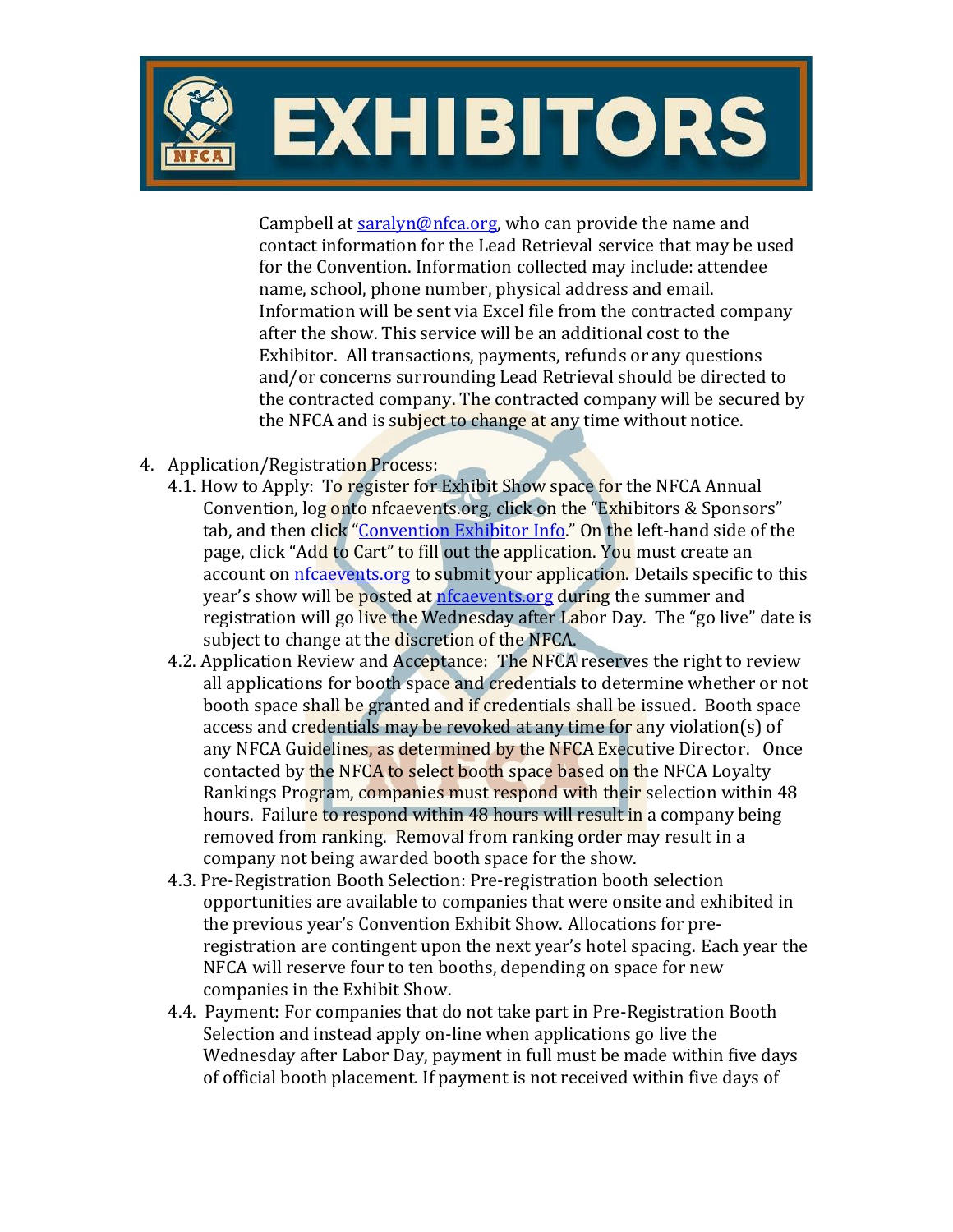Campbell at [saralyn@nfca.org](mailto:saralyn@nfca.org), who can provide the name and contact information for the Lead Retrieval service that may be used for the Convention. Information collected may include: attendee name, school, phone number, physical address and email. Information will be sent via Excel file from the contracted company after the show. This service will be an additional cost to the Exhibitor. All transactions, payments, refunds or any questions and/or concerns surrounding Lead Retrieval should be directed to the contracted company. The contracted company will be secured by the NFCA and is subject to change at any time without notice.

4. Application/Registration Process:
   - 4.1. How to Apply: To register for Exhibit Show space for the NFCA Annual Convention, log onto nfcaevents.org, click on the "Exhibitors & Sponsors" tab, and then click "Convention Exhibitor Info." On the left-hand side of the page, click "Add to Cart" to fill out the application. You must create an account on nfcaevents.org to submit your application. Details specific to this year's show will be posted at nfcaevents.org during the summer and registration will go live the Wednesday after Labor Day. The "go live" date is subject to change at the discretion of the NFCA.
   - 4.2. Application Review and Acceptance: The NFCA reserves the right to review all applications for booth space and credentials to determine whether or not booth space shall be granted and if credentials shall be issued. Booth space access and credentials may be revoked at any time for any violation(s) of any NFCA Guidelines, as determined by the NFCA Executive Director. Once contacted by the NFCA to select booth space based on the NFCA Loyalty Rankings Program, companies must respond with their selection within 48 hours. Failure to respond within 48 hours will result in a company being removed from ranking. Removal from ranking order may result in a company not being awarded booth space for the show.
   - 4.3. Pre-Registration Booth Selection: Pre-registration booth selection opportunities are available to companies that were onsite and exhibited in the previous year's Convention Exhibit Show. Allocations for pre-registration are contingent upon the next year's hotel spacing. Each year the NFCA will reserve four to ten booths, depending on space for new companies in the Exhibit Show.
   - 4.4. Payment: For companies that do not take part in Pre-Registration Booth Selection and instead apply on-line when applications go live the Wednesday after Labor Day, payment in full must be made within five days of official booth placement. If payment is not received within five days of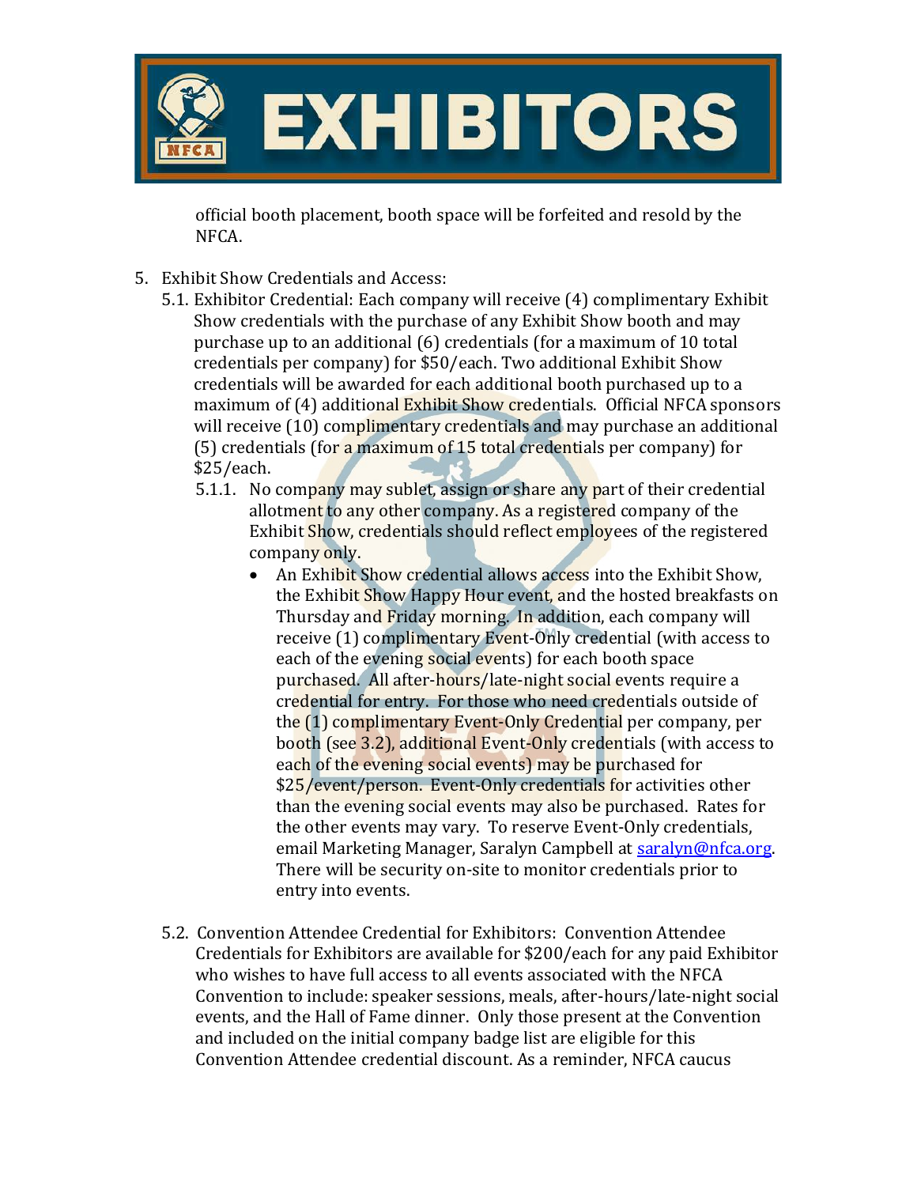official booth placement, booth space will be forfeited and resold by the NFCA.

5. Exhibit Show Credentials and Access:
   - 5.1. Exhibitor Credential: Each company will receive (4) complimentary Exhibit Show credentials with the purchase of any Exhibit Show booth and may purchase up to an additional (6) credentials (for a maximum of 10 total credentials per company) for $50/each. Two additional Exhibit Show credentials will be awarded for each additional booth purchased up to a maximum of (4) additional Exhibit Show credentials. Official NFCA sponsors will receive (10) complimentary credentials and may purchase an additional (5) credentials (for a maximum of 15 total credentials per company) for $25/each.
     - 5.1.1. No company may sublet, assign or share any part of their credential allotment to any other company. As a registered company of the Exhibit Show, credentials should reflect employees of the registered company only.
       - An Exhibit Show credential allows access into the Exhibit Show, the Exhibit Show Happy Hour event, and the hosted breakfasts on Thursday and Friday morning. In addition, each company will receive (1) complimentary Event-Only credential (with access to each of the evening social events) for each booth space purchased. All after-hours/late-night social events require a credential for entry. For those who need credentials outside of the (1) complimentary Event-Only Credential per company, per booth (see 3.2), additional Event-Only credentials (with access to each of the evening social events) may be purchased for $25/event/person. Event-Only credentials for activities other than the evening social events may also be purchased. Rates for the other events may vary. To reserve Event-Only credentials, email Marketing Manager, Saralyn Campbell at [saralyn@nfca.org](mailto:saralyn@nfca.org). There will be security on-site to monitor credentials prior to entry into events.
   - 5.2. Convention Attendee Credential for Exhibitors: Convention Attendee Credentials for Exhibitors are available for $200/each for any paid Exhibitor who wishes to have full access to all events associated with the NFCA Convention to include: speaker sessions, meals, after-hours/late-night social events, and the Hall of Fame dinner. Only those present at the Convention and included on the initial company badge list are eligible for this Convention Attendee credential discount. As a reminder, NFCA caucus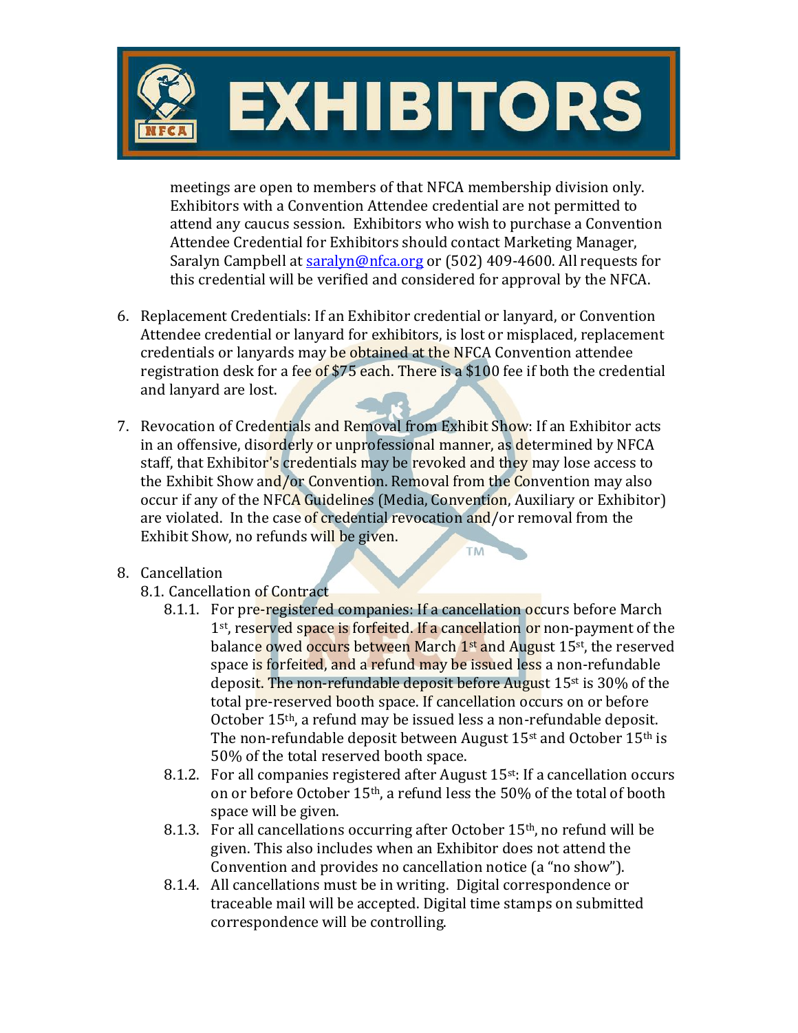meetings are open to members of that NFCA membership division only. Exhibitors with a Convention Attendee credential are not permitted to attend any caucus session. Exhibitors who wish to purchase a Convention Attendee Credential for Exhibitors should contact Marketing Manager, Saralyn Campbell at saralyn@nfca.org or (502) 409-4600. All requests for this credential will be verified and considered for approval by the NFCA.

6. Replacement Credentials: If an Exhibitor credential or lanyard, or Convention Attendee credential or lanyard for exhibitors, is lost or misplaced, replacement credentials or lanyards may be obtained at the NFCA Convention attendee registration desk for a fee of $75 each. There is a $100 fee if both the credential and lanyard are lost.

7. Revocation of Credentials and Removal from Exhibit Show: If an Exhibitor acts in an offensive, disorderly or unprofessional manner, as determined by NFCA staff, that Exhibitor's credentials may be revoked and they may lose access to the Exhibit Show and/or Convention. Removal from the Convention may also occur if any of the NFCA Guidelines (Media, Convention, Auxiliary or Exhibitor) are violated. In the case of credential revocation and/or removal from the Exhibit Show, no refunds will be given.

8. Cancellation
   - 8.1. Cancellation of Contract
     - 8.1.1. For pre-registered companies: If a cancellation occurs before March 1st, reserved space is forfeited. If a cancellation or non-payment of the balance owed occurs between March 1st and August 15st, the reserved space is forfeited, and a refund may be issued less a non-refundable deposit. The non-refundable deposit before August 15st is 30% of the total pre-reserved booth space. If cancellation occurs on or before October 15th, a refund may be issued less a non-refundable deposit. The non-refundable deposit between August 15st and October 15th is 50% of the total reserved booth space.
     - 8.1.2. For all companies registered after August 15st: If a cancellation occurs on or before October 15th, a refund less the 50% of the total of booth space will be given.
     - 8.1.3. For all cancellations occurring after October 15th, no refund will be given. This also includes when an Exhibitor does not attend the Convention and provides no cancellation notice (a "no show").
     - 8.1.4. All cancellations must be in writing. Digital correspondence or traceable mail will be accepted. Digital time stamps on submitted correspondence will be controlling.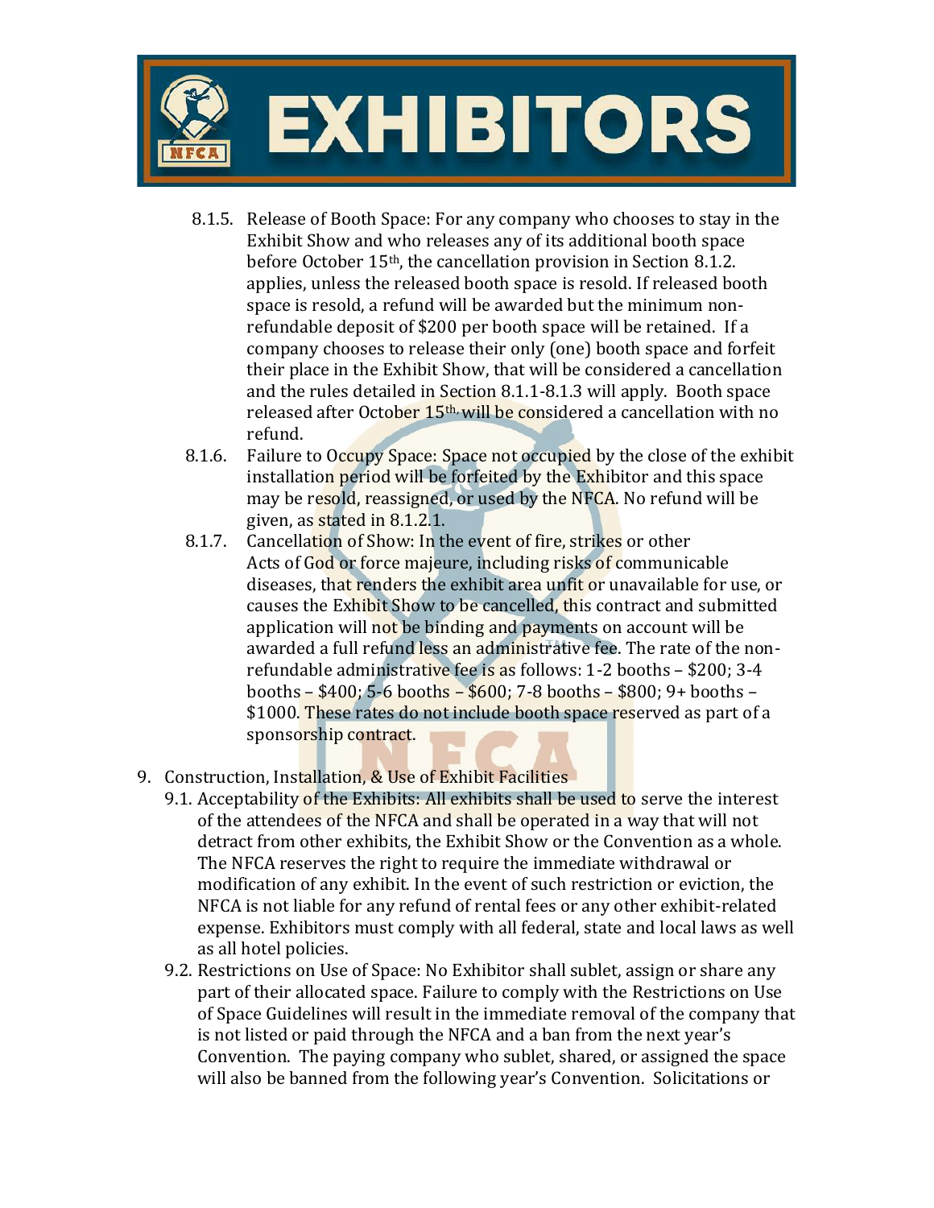8.1.5. Release of Booth Space: For any company who chooses to stay in the Exhibit Show and who releases any of its additional booth space before October 15th, the cancellation provision in Section 8.1.2. applies, unless the released booth space is resold. If released booth space is resold, a refund will be awarded but the minimum non-refundable deposit of $200 per booth space will be retained. If a company chooses to release their only (one) booth space and forfeit their place in the Exhibit Show, that will be considered a cancellation and the rules detailed in Section 8.1.1-8.1.3 will apply. Booth space released after October 15th will be considered a cancellation with no refund.

8.1.6. Failure to Occupy Space: Space not occupied by the close of the exhibit installation period will be forfeited by the Exhibitor and this space may be resold, reassigned, or used by the NFCA. No refund will be given, as stated in 8.1.2.1.

8.1.7. Cancellation of Show: In the event of fire, strikes or other Acts of God or force majeure, including risks of communicable diseases, that renders the exhibit area unfit or unavailable for use, or causes the Exhibit Show to be cancelled, this contract and submitted application will not be binding and payments on account will be awarded a full refund less an administrative fee. The rate of the non-refundable administrative fee is as follows: 1-2 booths – $200; 3-4 booths – $400; 5-6 booths – $600; 7-8 booths – $800; 9+ booths – $1000. These rates do not include booth space reserved as part of a sponsorship contract.

9. Construction, Installation, & Use of Exhibit Facilities

9.1. Acceptability of the Exhibits: All exhibits shall be used to serve the interest of the attendees of the NFCA and shall be operated in a way that will not detract from other exhibits, the Exhibit Show or the Convention as a whole. The NFCA reserves the right to require the immediate withdrawal or modification of any exhibit. In the event of such restriction or eviction, the NFCA is not liable for any refund of rental fees or any other exhibit-related expense. Exhibitors must comply with all federal, state and local laws as well as all hotel policies.

9.2. Restrictions on Use of Space: No Exhibitor shall sublet, assign or share any part of their allocated space. Failure to comply with the Restrictions on Use of Space Guidelines will result in the immediate removal of the company that is not listed or paid through the NFCA and a ban from the next year's Convention. The paying company who sublet, shared, or assigned the space will also be banned from the following year's Convention. Solicitations or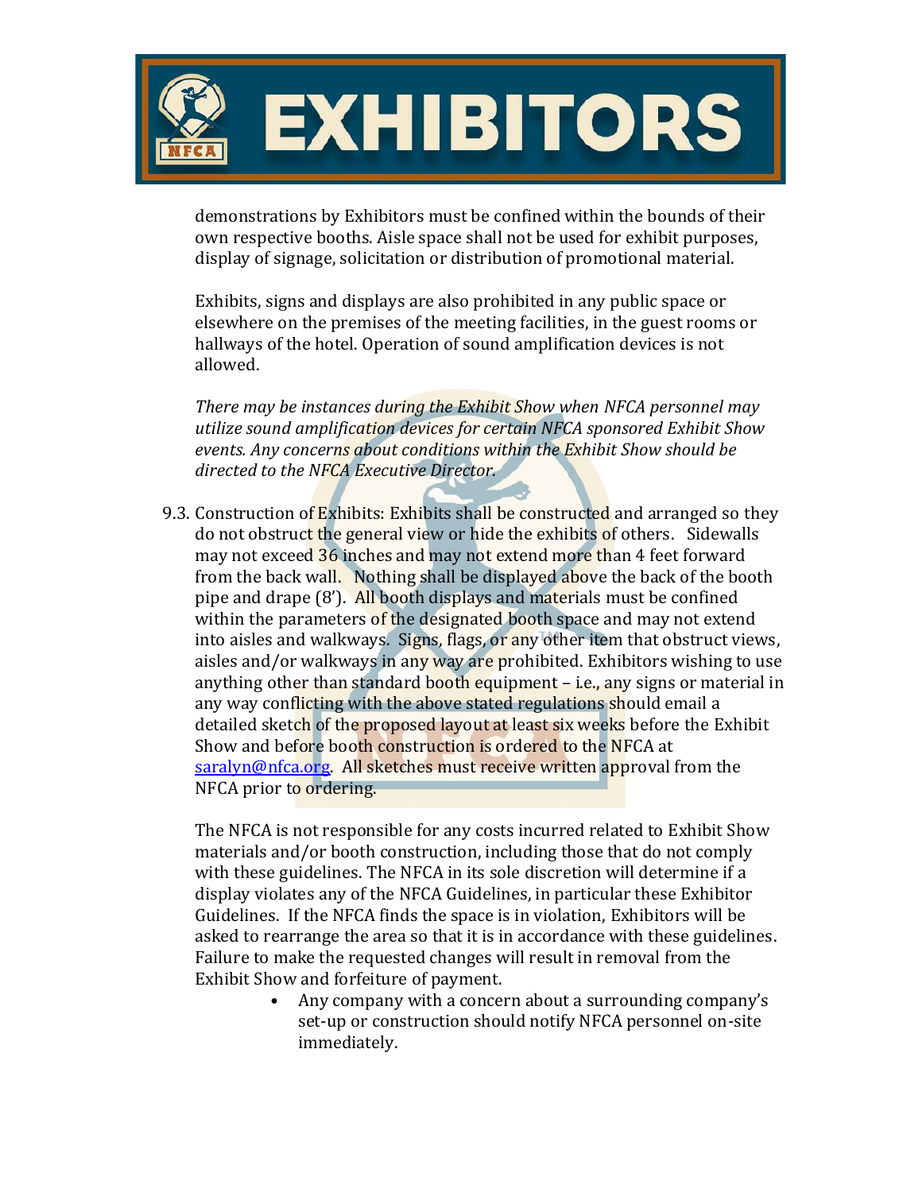demonstrations by Exhibitors must be confined within the bounds of their own respective booths. Aisle space shall not be used for exhibit purposes, display of signage, solicitation or distribution of promotional material.

Exhibits, signs and displays are also prohibited in any public space or elsewhere on the premises of the meeting facilities, in the guest rooms or hallways of the hotel. Operation of sound amplification devices is not allowed.

*There may be instances during the Exhibit Show when NFCA personnel may utilize sound amplification devices for certain NFCA sponsored Exhibit Show events. Any concerns about conditions within the Exhibit Show should be directed to the NFCA Executive Director.*

9.3. Construction of Exhibits: Exhibits shall be constructed and arranged so they do not obstruct the general view or hide the exhibits of others. Sidewalls may not exceed 36 inches and may not extend more than 4 feet forward from the back wall. Nothing shall be displayed above the back of the booth pipe and drape (8'). All booth displays and materials must be confined within the parameters of the designated booth space and may not extend into aisles and walkways. Signs, flags, or any other item that obstruct views, aisles and/or walkways in any way are prohibited. Exhibitors wishing to use anything other than standard booth equipment – i.e., any signs or material in any way conflicting with the above stated regulations should email a detailed sketch of the proposed layout at least six weeks before the Exhibit Show and before booth construction is ordered to the NFCA at saralyn@nfca.org. All sketches must receive written approval from the NFCA prior to ordering.

The NFCA is not responsible for any costs incurred related to Exhibit Show materials and/or booth construction, including those that do not comply with these guidelines. The NFCA in its sole discretion will determine if a display violates any of the NFCA Guidelines, in particular these Exhibitor Guidelines. If the NFCA finds the space is in violation, Exhibitors will be asked to rearrange the area so that it is in accordance with these guidelines. Failure to make the requested changes will result in removal from the Exhibit Show and forfeiture of payment.

- Any company with a concern about a surrounding company's set-up or construction should notify NFCA personnel on-site immediately.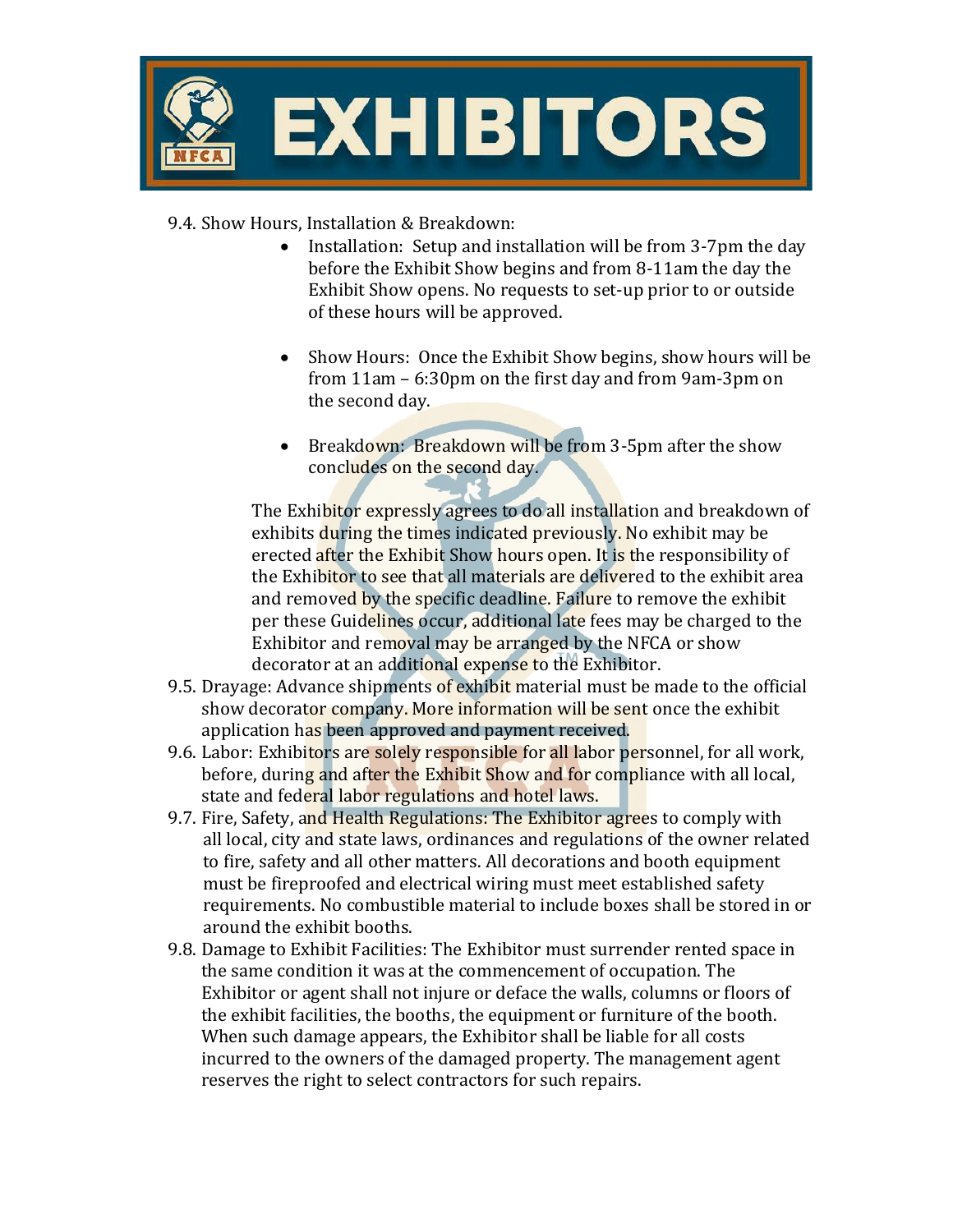9.4. Show Hours, Installation & Breakdown:

- Installation: Setup and installation will be from 3-7pm the day before the Exhibit Show begins and from 8-11am the day the Exhibit Show opens. No requests to set-up prior to or outside of these hours will be approved.

- Show Hours: Once the Exhibit Show begins, show hours will be from 11am – 6:30pm on the first day and from 9am-3pm on the second day.

- Breakdown: Breakdown will be from 3-5pm after the show concludes on the second day.

The Exhibitor expressly agrees to do all installation and breakdown of exhibits during the times indicated previously. No exhibit may be erected after the Exhibit Show hours open. It is the responsibility of the Exhibitor to see that all materials are delivered to the exhibit area and removed by the specific deadline. Failure to remove the exhibit per these Guidelines occur, additional late fees may be charged to the Exhibitor and removal may be arranged by the NFCA or show decorator at an additional expense to the Exhibitor.

9.5. Drayage: Advance shipments of exhibit material must be made to the official show decorator company. More information will be sent once the exhibit application has been approved and payment received.

9.6. Labor: Exhibitors are solely responsible for all labor personnel, for all work, before, during and after the Exhibit Show and for compliance with all local, state and federal labor regulations and hotel laws.

9.7. Fire, Safety, and Health Regulations: The Exhibitor agrees to comply with all local, city and state laws, ordinances and regulations of the owner related to fire, safety and all other matters. All decorations and booth equipment must be fireproofed and electrical wiring must meet established safety requirements. No combustible material to include boxes shall be stored in or around the exhibit booths.

9.8. Damage to Exhibit Facilities: The Exhibitor must surrender rented space in the same condition it was at the commencement of occupation. The Exhibitor or agent shall not injure or deface the walls, columns or floors of the exhibit facilities, the booths, the equipment or furniture of the booth. When such damage appears, the Exhibitor shall be liable for all costs incurred to the owners of the damaged property. The management agent reserves the right to select contractors for such repairs.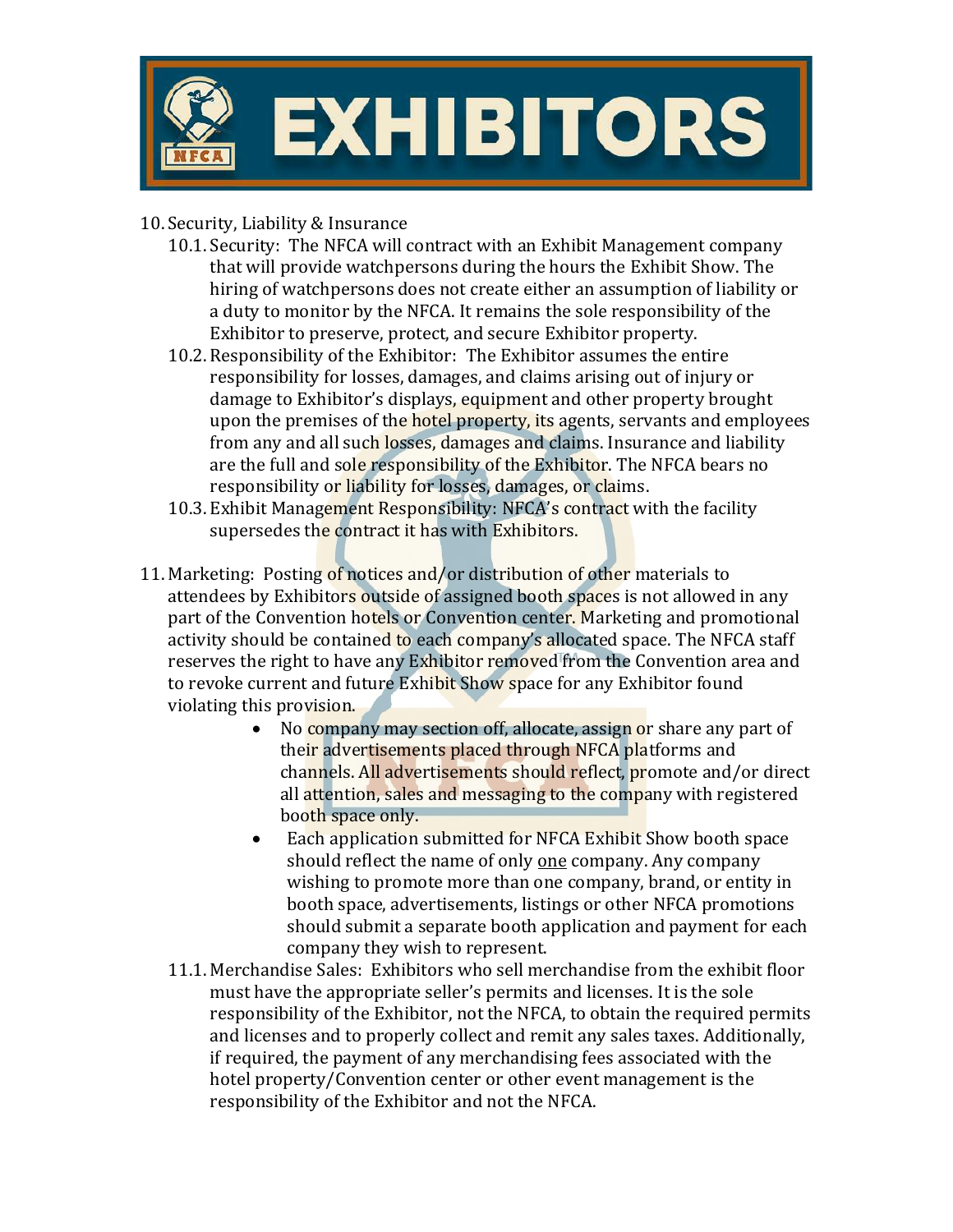10. Security, Liability & Insurance
    - 10.1. Security: The NFCA will contract with an Exhibit Management company that will provide watchpersons during the hours the Exhibit Show. The hiring of watchpersons does not create either an assumption of liability or a duty to monitor by the NFCA. It remains the sole responsibility of the Exhibitor to preserve, protect, and secure Exhibitor property.
    - 10.2. Responsibility of the Exhibitor: The Exhibitor assumes the entire responsibility for losses, damages, and claims arising out of injury or damage to Exhibitor's displays, equipment and other property brought upon the premises of the hotel property, its agents, servants and employees from any and all such losses, damages and claims. Insurance and liability are the full and sole responsibility of the Exhibitor. The NFCA bears no responsibility or liability for losses, damages, or claims.
    - 10.3. Exhibit Management Responsibility: NFCA's contract with the facility supersedes the contract it has with Exhibitors.

11. Marketing: Posting of notices and/or distribution of other materials to attendees by Exhibitors outside of assigned booth spaces is not allowed in any part of the Convention hotels or Convention center. Marketing and promotional activity should be contained to each company's allocated space. The NFCA staff reserves the right to have any Exhibitor removed from the Convention area and to revoke current and future Exhibit Show space for any Exhibitor found violating this provision.
    - No company may section off, allocate, assign or share any part of their advertisements placed through NFCA platforms and channels. All advertisements should reflect, promote and/or direct all attention, sales and messaging to the company with registered booth space only.
    - Each application submitted for NFCA Exhibit Show booth space should reflect the name of only <u>one</u> company. Any company wishing to promote more than one company, brand, or entity in booth space, advertisements, listings or other NFCA promotions should submit a separate booth application and payment for each company they wish to represent.
    - 11.1. Merchandise Sales: Exhibitors who sell merchandise from the exhibit floor must have the appropriate seller's permits and licenses. It is the sole responsibility of the Exhibitor, not the NFCA, to obtain the required permits and licenses and to properly collect and remit any sales taxes. Additionally, if required, the payment of any merchandising fees associated with the hotel property/Convention center or other event management is the responsibility of the Exhibitor and not the NFCA.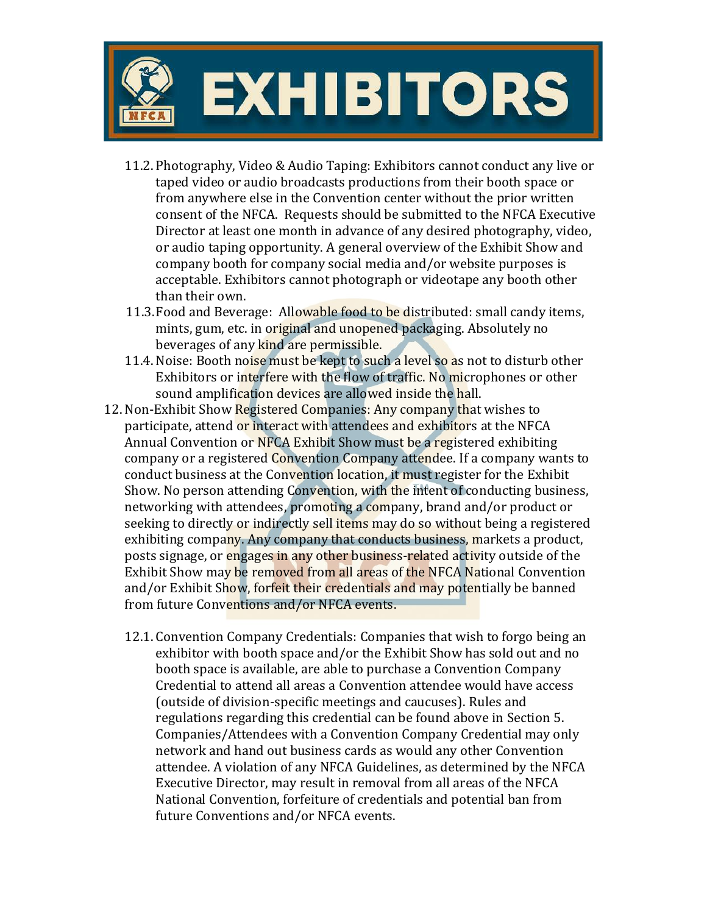11.2. Photography, Video & Audio Taping: Exhibitors cannot conduct any live or taped video or audio broadcasts productions from their booth space or from anywhere else in the Convention center without the prior written consent of the NFCA. Requests should be submitted to the NFCA Executive Director at least one month in advance of any desired photography, video, or audio taping opportunity. A general overview of the Exhibit Show and company booth for company social media and/or website purposes is acceptable. Exhibitors cannot photograph or videotape any booth other than their own.

11.3. Food and Beverage: Allowable food to be distributed: small candy items, mints, gum, etc. in original and unopened packaging. Absolutely no beverages of any kind are permissible.

11.4. Noise: Booth noise must be kept to such a level so as not to disturb other Exhibitors or interfere with the flow of traffic. No microphones or other sound amplification devices are allowed inside the hall.

12. Non-Exhibit Show Registered Companies: Any company that wishes to participate, attend or interact with attendees and exhibitors at the NFCA Annual Convention or NFCA Exhibit Show must be a registered exhibiting company or a registered Convention Company attendee. If a company wants to conduct business at the Convention location, it must register for the Exhibit Show. No person attending Convention, with the intent of conducting business, networking with attendees, promoting a company, brand and/or product or seeking to directly or indirectly sell items may do so without being a registered exhibiting company. Any company that conducts business, markets a product, posts signage, or engages in any other business-related activity outside of the Exhibit Show may be removed from all areas of the NFCA National Convention and/or Exhibit Show, forfeit their credentials and may potentially be banned from future Conventions and/or NFCA events.

12.1. Convention Company Credentials: Companies that wish to forgo being an exhibitor with booth space and/or the Exhibit Show has sold out and no booth space is available, are able to purchase a Convention Company Credential to attend all areas a Convention attendee would have access (outside of division-specific meetings and caucuses). Rules and regulations regarding this credential can be found above in Section 5. Companies/Attendees with a Convention Company Credential may only network and hand out business cards as would any other Convention attendee. A violation of any NFCA Guidelines, as determined by the NFCA Executive Director, may result in removal from all areas of the NFCA National Convention, forfeiture of credentials and potential ban from future Conventions and/or NFCA events.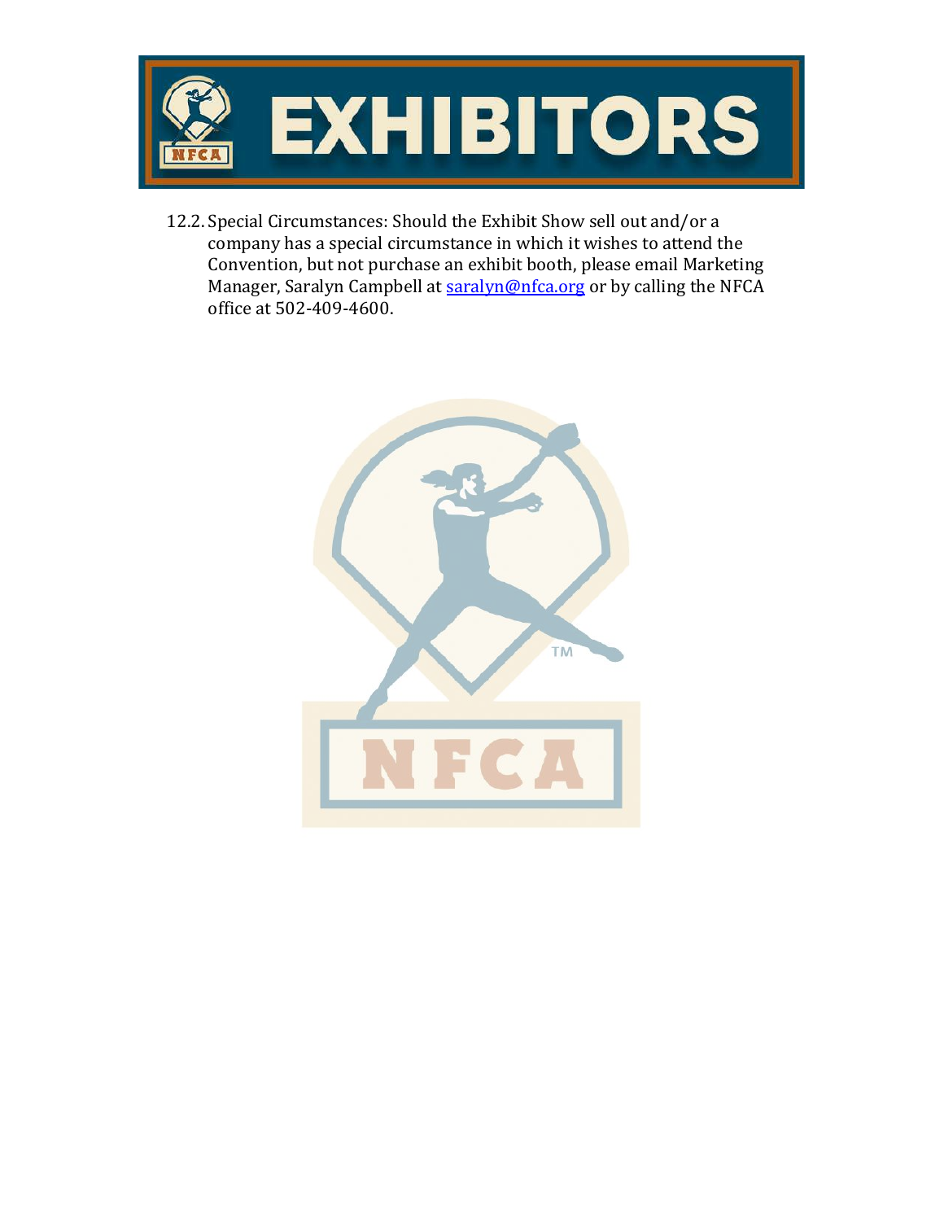12.2. Special Circumstances: Should the Exhibit Show sell out and/or a company has a special circumstance in which it wishes to attend the Convention, but not purchase an exhibit booth, please email Marketing Manager, Saralyn Campbell at saralyn@nfca.org or by calling the NFCA office at 502-409-4600.